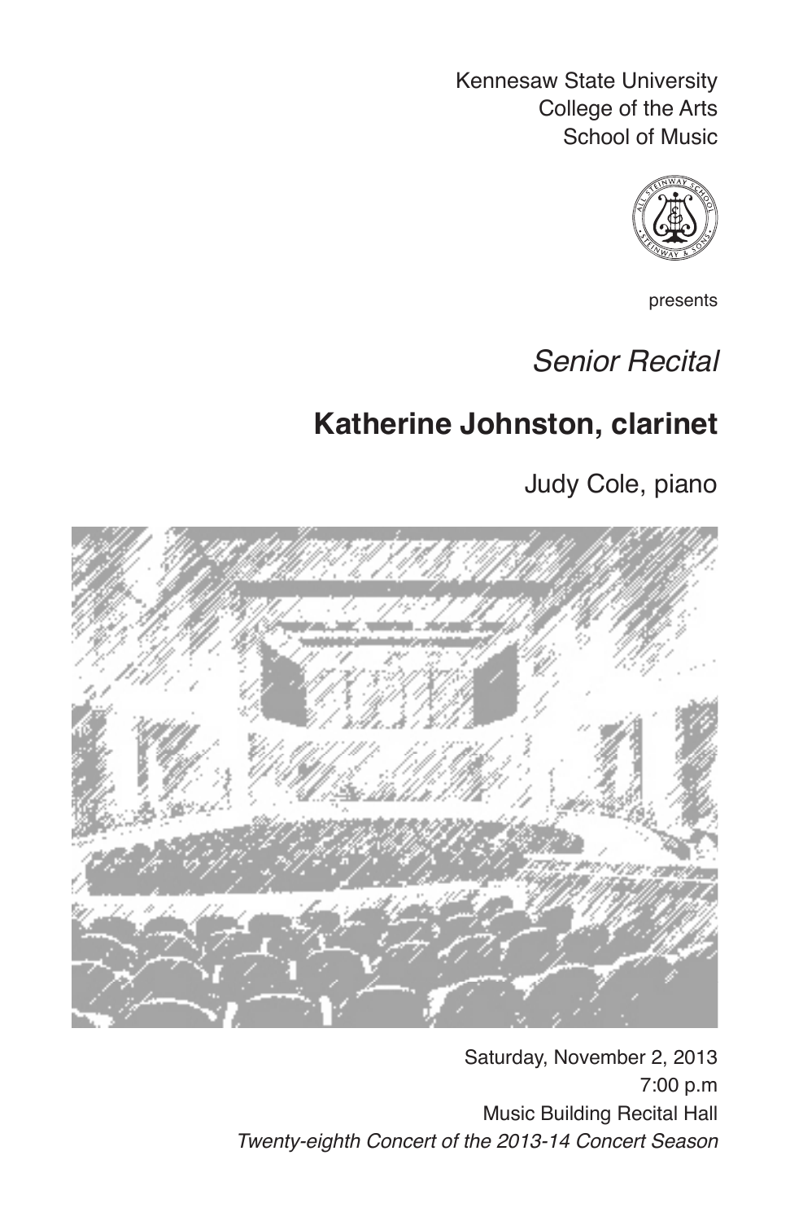Kennesaw State University
College of the Arts
School of Music

presents

*Senior Recital*

# Katherine Johnston, clarinet

Judy Cole, piano

Saturday, November 2, 2013
7:00 p.m
Music Building Recital Hall
*Twenty-eighth Concert of the 2013-14 Concert Season*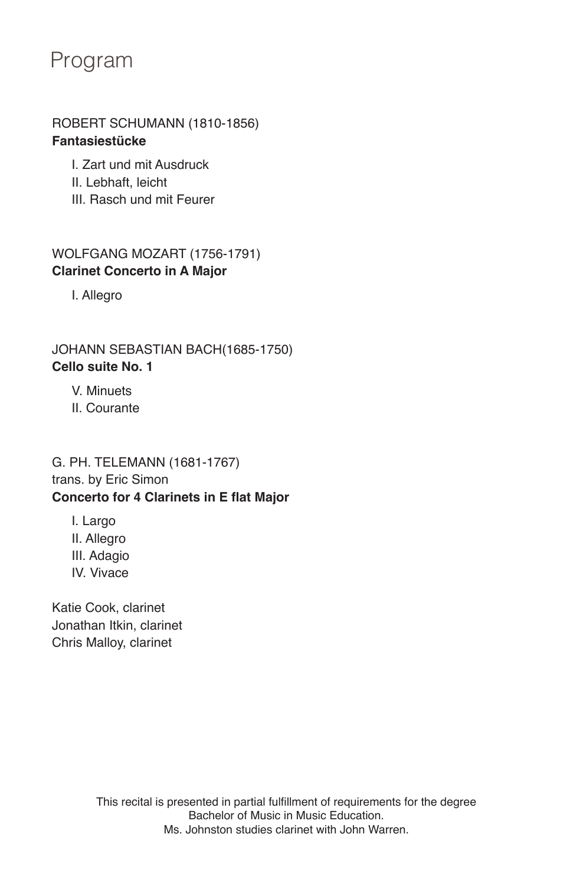# Program

ROBERT SCHUMANN (1810-1856)
**Fantasiestücke**

I. Zart und mit Ausdruck
II. Lebhaft, leicht
III. Rasch und mit Feurer

WOLFGANG MOZART (1756-1791)
**Clarinet Concerto in A Major**

I. Allegro

JOHANN SEBASTIAN BACH(1685-1750)
**Cello suite No. 1**

V. Minuets
II. Courante

G. PH. TELEMANN (1681-1767)
trans. by Eric Simon
**Concerto for 4 Clarinets in E flat Major**

I. Largo
II. Allegro
III. Adagio
IV. Vivace

Katie Cook, clarinet
Jonathan Itkin, clarinet
Chris Malloy, clarinet

This recital is presented in partial fulfillment of requirements for the degree
Bachelor of Music in Music Education.
Ms. Johnston studies clarinet with John Warren.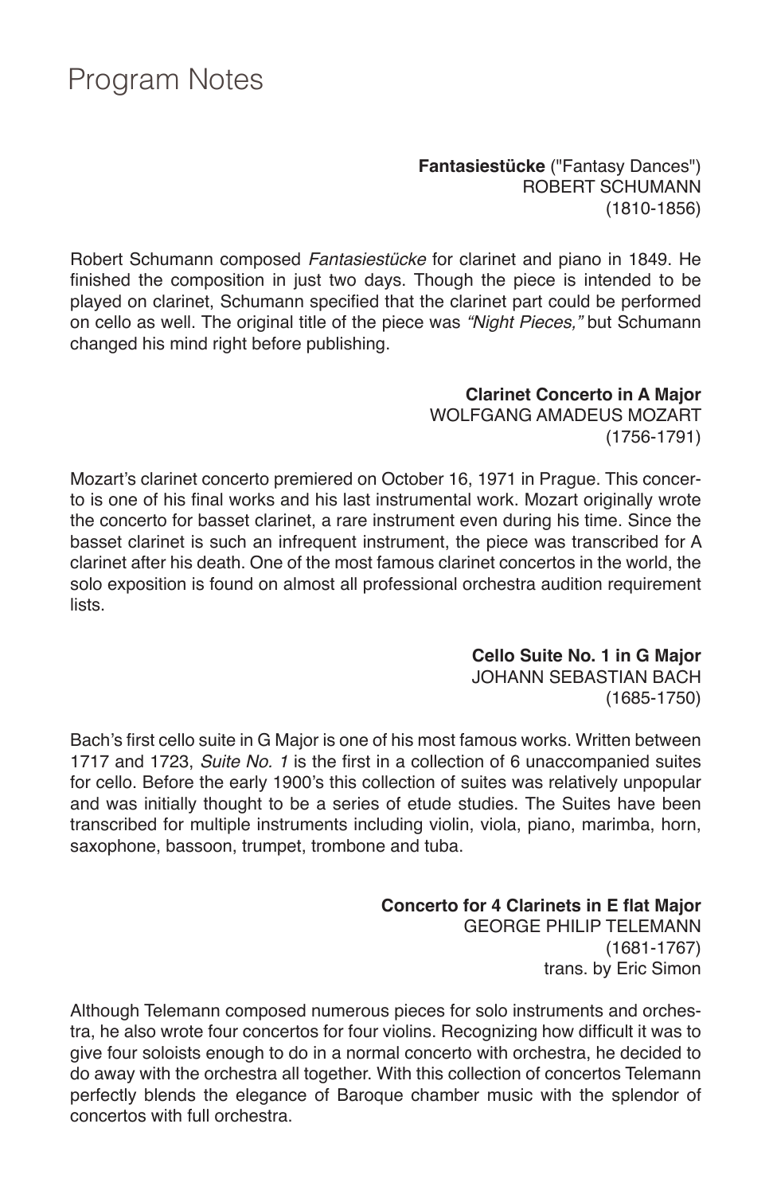# Program Notes

**Fantasiestücke** ("Fantasy Dances")
ROBERT SCHUMANN
(1810-1856)

Robert Schumann composed *Fantasiestücke* for clarinet and piano in 1849. He finished the composition in just two days. Though the piece is intended to be played on clarinet, Schumann specified that the clarinet part could be performed on cello as well. The original title of the piece was *"Night Pieces,"* but Schumann changed his mind right before publishing.

**Clarinet Concerto in A Major**
WOLFGANG AMADEUS MOZART
(1756-1791)

Mozart's clarinet concerto premiered on October 16, 1971 in Prague. This concerto is one of his final works and his last instrumental work. Mozart originally wrote the concerto for basset clarinet, a rare instrument even during his time. Since the basset clarinet is such an infrequent instrument, the piece was transcribed for A clarinet after his death. One of the most famous clarinet concertos in the world, the solo exposition is found on almost all professional orchestra audition requirement lists.

**Cello Suite No. 1 in G Major**
JOHANN SEBASTIAN BACH
(1685-1750)

Bach's first cello suite in G Major is one of his most famous works. Written between 1717 and 1723, *Suite No. 1* is the first in a collection of 6 unaccompanied suites for cello. Before the early 1900's this collection of suites was relatively unpopular and was initially thought to be a series of etude studies. The Suites have been transcribed for multiple instruments including violin, viola, piano, marimba, horn, saxophone, bassoon, trumpet, trombone and tuba.

**Concerto for 4 Clarinets in E flat Major**
GEORGE PHILIP TELEMANN
(1681-1767)
trans. by Eric Simon

Although Telemann composed numerous pieces for solo instruments and orchestra, he also wrote four concertos for four violins. Recognizing how difficult it was to give four soloists enough to do in a normal concerto with orchestra, he decided to do away with the orchestra all together. With this collection of concertos Telemann perfectly blends the elegance of Baroque chamber music with the splendor of concertos with full orchestra.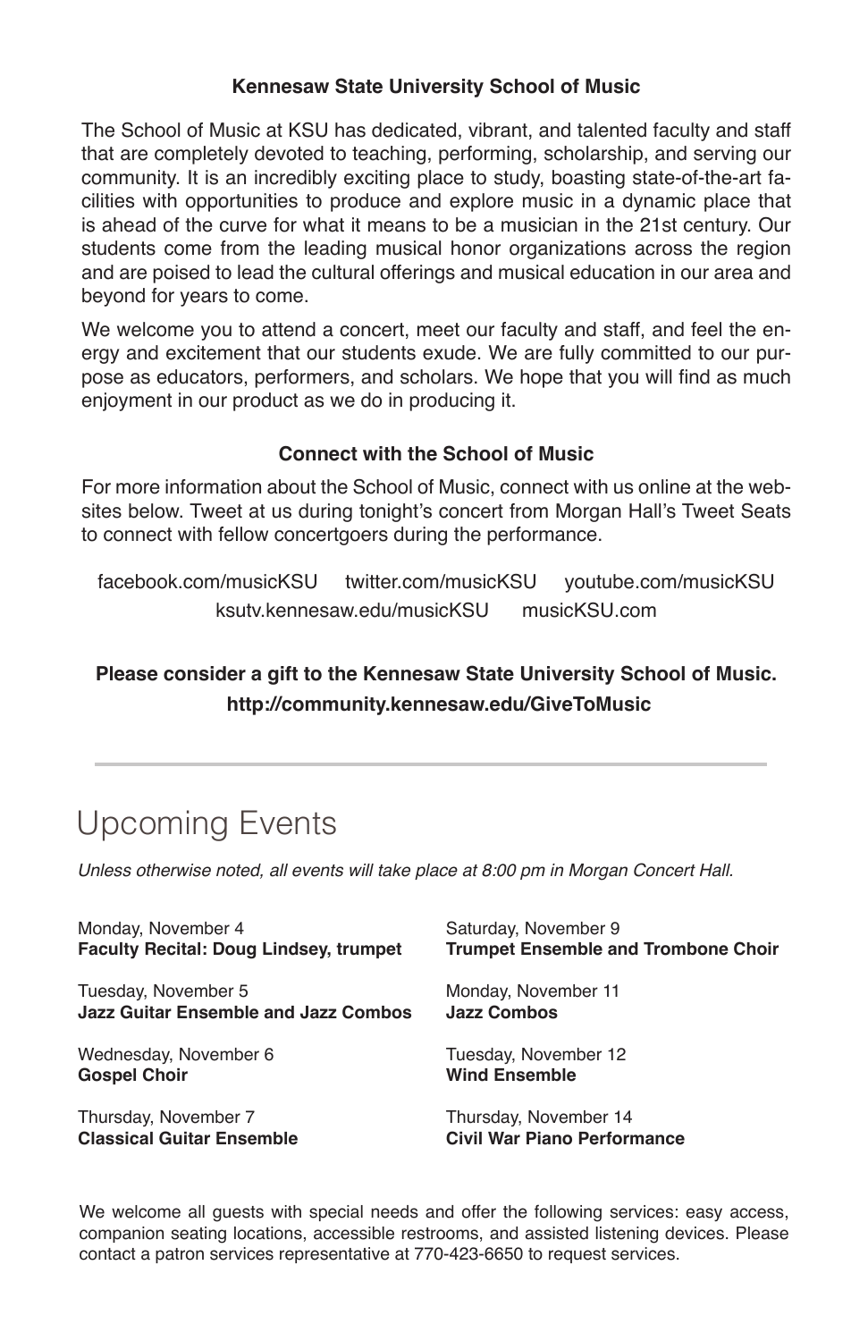**Kennesaw State University School of Music**

The School of Music at KSU has dedicated, vibrant, and talented faculty and staff that are completely devoted to teaching, performing, scholarship, and serving our community. It is an incredibly exciting place to study, boasting state-of-the-art facilities with opportunities to produce and explore music in a dynamic place that is ahead of the curve for what it means to be a musician in the 21st century. Our students come from the leading musical honor organizations across the region and are poised to lead the cultural offerings and musical education in our area and beyond for years to come.

We welcome you to attend a concert, meet our faculty and staff, and feel the energy and excitement that our students exude. We are fully committed to our purpose as educators, performers, and scholars. We hope that you will find as much enjoyment in our product as we do in producing it.

**Connect with the School of Music**

For more information about the School of Music, connect with us online at the websites below. Tweet at us during tonight's concert from Morgan Hall's Tweet Seats to connect with fellow concertgoers during the performance.

facebook.com/musicKSU twitter.com/musicKSU youtube.com/musicKSU
ksutv.kennesaw.edu/musicKSU musicKSU.com

**Please consider a gift to the Kennesaw State University School of Music.**
**http://community.kennesaw.edu/GiveToMusic**

---

# Upcoming Events

*Unless otherwise noted, all events will take place at 8:00 pm in Morgan Concert Hall.*

Monday, November 4
**Faculty Recital: Doug Lindsey, trumpet**

Tuesday, November 5
**Jazz Guitar Ensemble and Jazz Combos**

Wednesday, November 6
**Gospel Choir**

Thursday, November 7
**Classical Guitar Ensemble**

Saturday, November 9
**Trumpet Ensemble and Trombone Choir**

Monday, November 11
**Jazz Combos**

Tuesday, November 12
**Wind Ensemble**

Thursday, November 14
**Civil War Piano Performance**

We welcome all guests with special needs and offer the following services: easy access, companion seating locations, accessible restrooms, and assisted listening devices. Please contact a patron services representative at 770-423-6650 to request services.